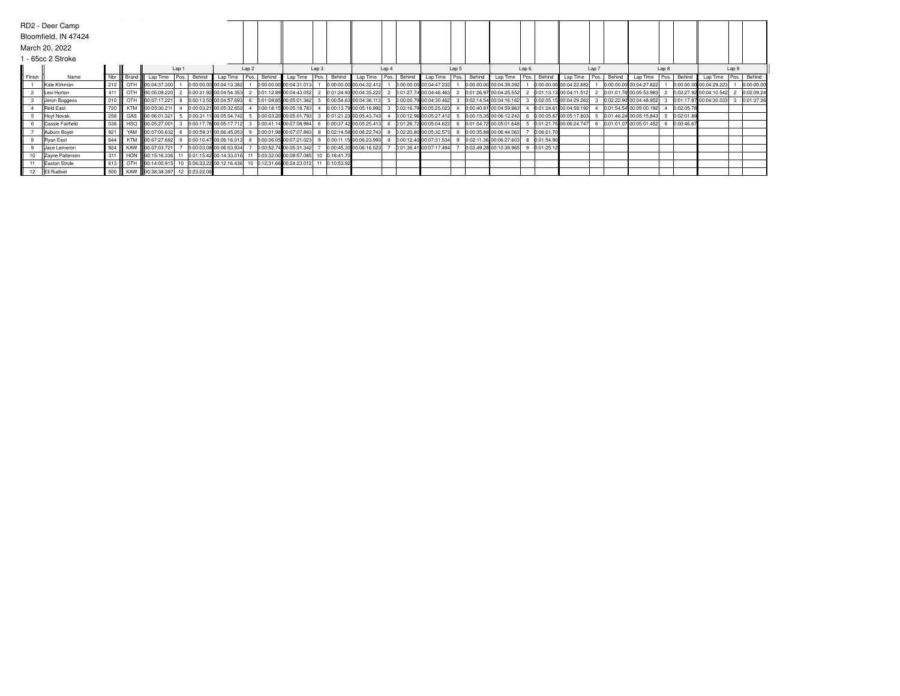RD2 - Deer Camp
Bloomfield, IN 47424
March 20, 2022
1 - 65cc 2 Stroke

| | | | | Lap 1 | | | Lap 2 | | | Lap 3 | | | Lap 4 | | | Lap 5 | | | Lap 6 | | | Lap 7 | | | Lap 8 | | | Lap 9 | | |
|---|---|---|---|---|---|---|---|---|---|---|---|---|---|---|---|---|---|---|---|---|---|---|---|---|---|---|---|---|---|---|
| Finish | Name | Nbr | Brand | Lap Time | Pos. | Behind | Lap Time | Pos. | Behind | Lap Time | Pos. | Behind | Lap Time | Pos. | Behind | Lap Time | Pos. | Behind | Lap Time | Pos. | Behind | Lap Time | Pos. | Behind | Lap Time | Pos. | Behind | Lap Time | Pos. | Behind |
| 1 | Kale Kirkman | 212 | OTH | 00:04:37.300 | 1 | 0:00:00.00 | 00:04:13.382 | 1 | 0:00:00.00 | 00:04:31.013 | 1 | 0:00:00.00 | 00:04:32.412 | 1 | 0:00:00.00 | 00:04:47.232 | 1 | 0:00:00.00 | 00:04:39.392 | 1 | 0:00:00.00 | 00:04:22.882 | 1 | 0:00:00.00 | 00:04:27.822 | 1 | 0:00:00.00 | 00:04:29.223 | 1 | 0:00:00.00 |
| 2 | Levi Horton | 411 | OTH | 00:05:09.220 | 2 | 0:00:31.92 | 00:04:54.353 | 2 | 0:01:12.89 | 00:04:43.052 | 2 | 0:01:24.93 | 00:04:35.222 | 2 | 0:01:27.74 | 00:04:46.463 | 2 | 0:01:26.97 | 00:04:25.552 | 2 | 0:01:13.13 | 00:04:11.512 | 2 | 0:01:01.76 | 00:05:53.983 | 2 | 0:02:27.92 | 00:04:10.542 | 2 | 0:02:09.24 |
| 3 | Jeron Boggess | 010 | OTH | 00:07:17.221 | 8 | 0:00:13.50 | 00:04:57.693 | 6 | 0:01:08.85 | 00:05:01.362 | 5 | 0:00:54.63 | 00:04:36.113 | 5 | 0:00:00.79 | 00:04:30.462 | 3 | 0:02:14.54 | 00:04:16.162 | 3 | 0:02:05.15 | 00:04:29.262 | 3 | 0:02:22.90 | 00:04:48.952 | 3 | 0:01:17.87 | 00:04:30.033 | 3 | 0:01:37.36 |
| 4 | Reid East | 720 | KTM | 00:05:30.211 | 4 | 0:00:03.21 | 00:05:32.652 | 4 | 0:00:18.15 | 00:05:18.783 | 4 | 0:00:13.79 | 00:05:16.992 | 3 | 0:02:16.79 | 00:05:25.023 | 4 | 0:00:40.81 | 00:04:59.963 | 4 | 0:01:24.61 | 00:04:59.192 | 4 | 0:01:54.54 | 00:05:00.192 | 4 | 0:02:05.78 | | | |
| 5 | Hoyt Novak | 258 | GAS | 00:06:01.321 | 5 | 0:00:31.11 | 00:05:04.742 | 5 | 0:00:03.20 | 00:05:01.793 | 3 | 0:01:21.23 | 00:05:43.743 | 4 | 0:00:12.96 | 00:05:27.412 | 5 | 0:00:15.35 | 00:06:12.243 | 6 | 0:00:05.87 | 00:05:17.803 | 5 | 0:01:46.24 | 00:05:15.843 | 5 | 0:02:01.89 | | | |
| 6 | Cassie Fairfield | 038 | HSQ | 00:05:27.001 | 3 | 0:00:17.78 | 00:05:17.712 | 3 | 0:00:41.14 | 00:07:08.984 | 6 | 0:00:37.42 | 00:05:25.413 | 6 | 0:01:26.72 | 00:05:04.622 | 6 | 0:01:04.72 | 00:05:01.648 | 5 | 0:01:21.75 | 00:06:24.747 | 6 | 0:01:01.07 | 00:05:01.452 | 6 | 0:00:46.67 | | | |
| 7 | Auburn Boyer | 921 | YAM | 00:07:00.632 | 6 | 0:00:59.31 | 00:06:45.053 | 9 | 0:00:01.98 | 00:07:07.893 | 8 | 0:02:14.58 | 00:06:22.743 | 8 | 0:02:20.80 | 00:05:32.573 | 8 | 0:00:35.88 | 00:06:44.063 | 7 | 0:06:01.70 | | | | | | | | | |
| 8 | Ryan East | 644 | KTM | 00:07:27.692 | 9 | 0:00:10.47 | 00:06:16.013 | 8 | 0:00:36.05 | 00:07:21.023 | 9 | 0:00:11.15 | 00:06:23.993 | 9 | 0:00:12.40 | 00:07:31.534 | 9 | 0:02:11.36 | 00:06:27.603 | 8 | 0:01:54.90 | | | | | | | | | |
| 9 | Jace Lemeron | 924 | KAW | 00:07:03.721 | 7 | 0:00:03.08 | 00:06:03.934 | 7 | 0:00:52.74 | 00:05:31.342 | 7 | 0:00:45.30 | 00:06:16.523 | 7 | 0:01:36.41 | 00:07:17.494 | 7 | 0:03:49.28 | 00:10:39.965 | 9 | 0:01:25.12 | | | | | | | | | |
| 10 | Zayne Patterson | 311 | HON | 00:15:16.336 | 11 | 0:01:15.42 | 00:14:33.016 | 11 | 0:03:32.00 | 00:09:57.085 | 10 | 0:18:41.70 | | | | | | | | | | | | | | | | | | |
| 11 | Easton Strole | 613 | OTH | 00:14:00.915 | 10 | 0:06:33.22 | 00:12:16.436 | 10 | 0:12:31.66 | 00:24:23.012 | 11 | 0:10:53.92 | | | | | | | | | | | | | | | | | | |
| 12 | Eli Rudisel | 500 | KAW | 00:38:38.397 | 12 | 0:23:22.06 | | | | | | | | | | | | | | | | | | | | | | | | |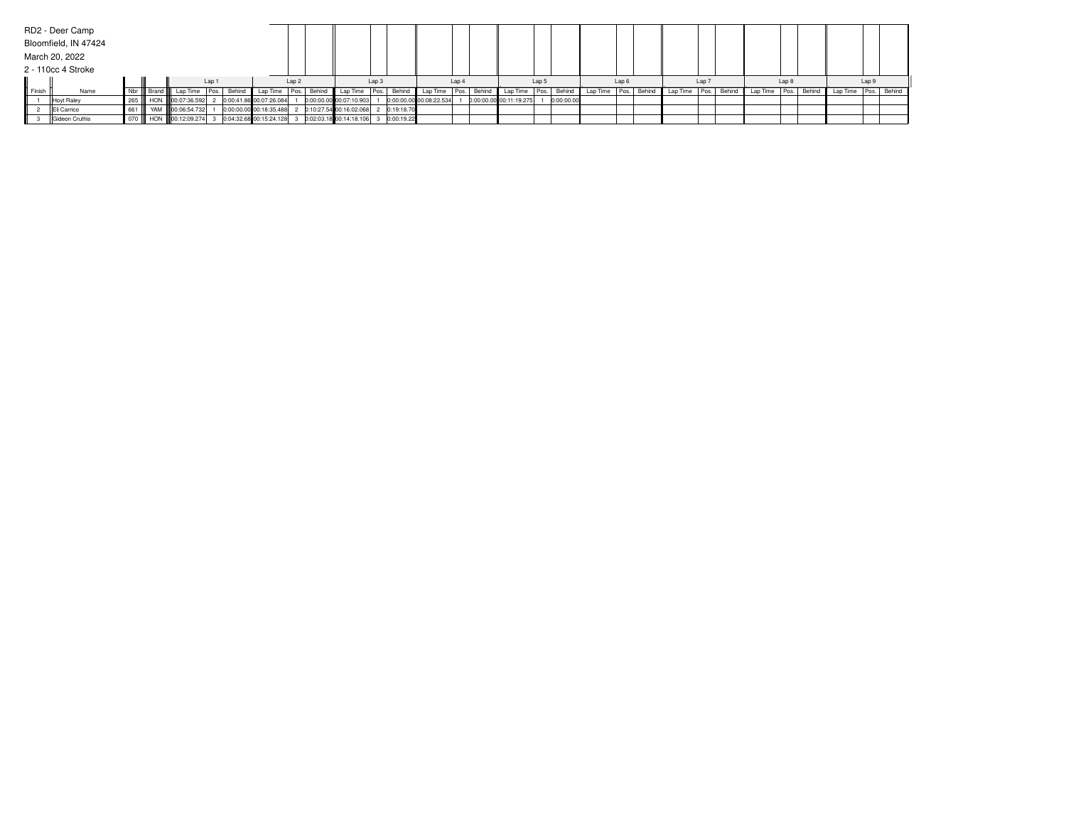RD2 - Deer Camp

Bloomfield, IN 47424

March 20, 2022

2 - 110cc 4 Stroke

| | | | | Lap 1 | | | Lap 2 | | | Lap 3 | | | Lap 4 | | | Lap 5 | | | Lap 6 | | | Lap 7 | | | Lap 8 | | | Lap 9 | | |
|---|---|---|---|---|---|---|---|---|---|---|---|---|---|---|---|---|---|---|---|---|---|---|---|---|---|---|---|---|---|---|
| Finish | Name | Nbr | Brand | Lap Time | Pos. | Behind | Lap Time | Pos. | Behind | Lap Time | Pos. | Behind | Lap Time | Pos. | Behind | Lap Time | Pos. | Behind | Lap Time | Pos. | Behind | Lap Time | Pos. | Behind | Lap Time | Pos. | Behind | Lap Time | Pos. | Behind |
| 1 | Hoyt Raley | 265 | HON | 00:07:36.592 | 2 | 0:00:41.86 | 00:07:26.084 | 1 | 0:00:00.00 | 00:07:10.903 | 1 | 0:00:00.00 | 00:08:22.534 | 1 | 0:00:00.00 | 00:11:19.275 | 1 | 0:00:00.00 | | | | | | | | | | | | |
| 2 | Eli Carrico | 661 | YAM | 00:06:54.732 | 1 | 0:00:00.00 | 00:18:35.488 | 2 | 0:10:27.54 | 00:16:02.068 | 2 | 0:19:18.70 | | | | | | | | | | | | | | | | | | |
| 3 | Gideon Cruthis | 070 | HON | 00:12:09.274 | 3 | 0:04:32.68 | 00:15:24.128 | 3 | 0:02:03.18 | 00:14:18.106 | 3 | 0:00:19.22 | | | | | | | | | | | | | | | | | | |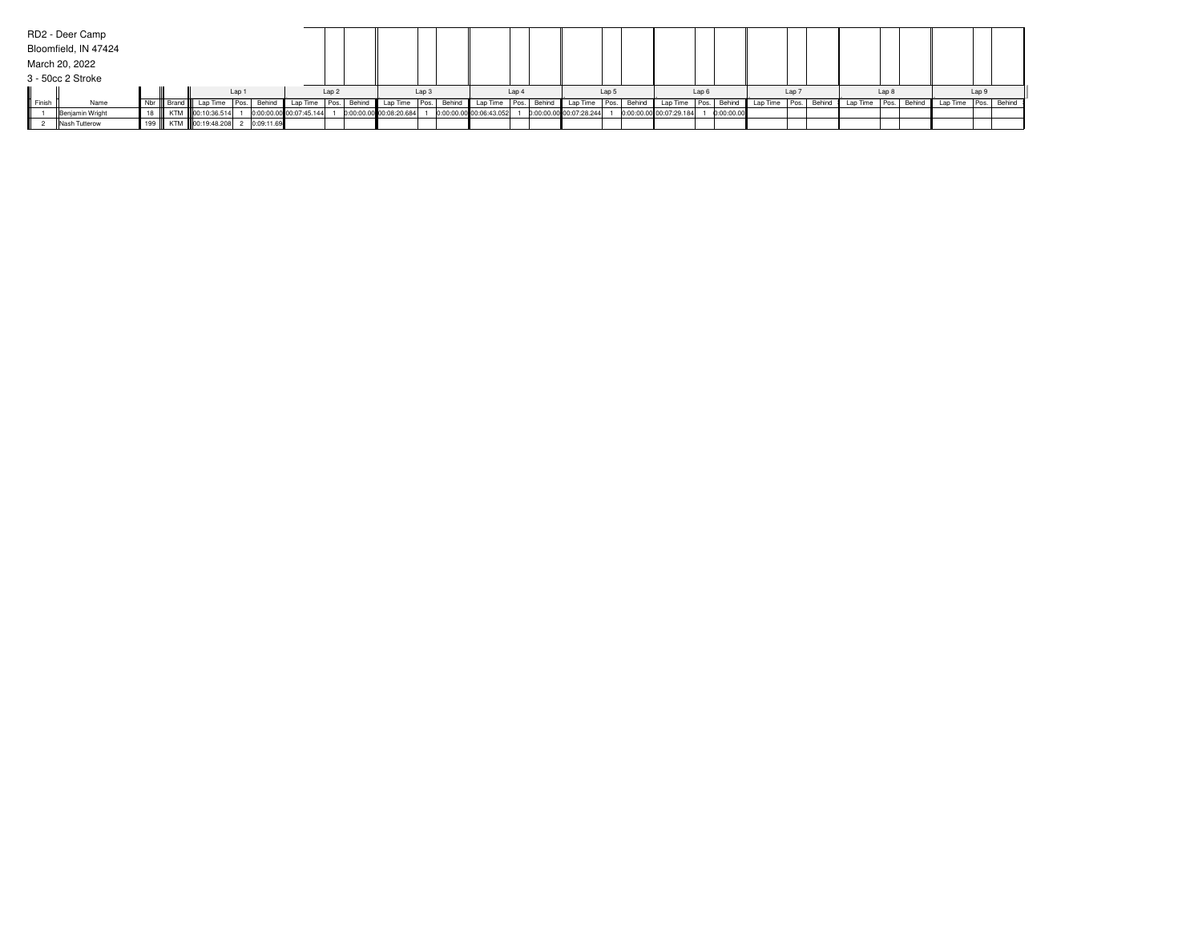RD2 - Deer Camp

Bloomfield, IN 47424

March 20, 2022

3 - 50cc 2 Stroke

| | | | | Lap 1 | | | Lap 2 | | | Lap 3 | | | Lap 4 | | | Lap 5 | | | Lap 6 | | | Lap 7 | | | Lap 8 | | | Lap 9 | | |
|---|---|---|---|---|---|---|---|---|---|---|---|---|---|---|---|---|---|---|---|---|---|---|---|---|---|---|---|---|---|---|
| Finish | Name | Nbr | Brand | Lap Time | Pos. | Behind | Lap Time | Pos. | Behind | Lap Time | Pos. | Behind | Lap Time | Pos. | Behind | Lap Time | Pos. | Behind | Lap Time | Pos. | Behind | Lap Time | Pos. | Behind | Lap Time | Pos. | Behind | Lap Time | Pos. | Behind |
| 1 | Benjamin Wright | 18 | KTM | 00:10:36.514 | 1 | 0:00:00.00 | 00:07:45.144 | 1 | 0:00:00.00 | 00:08:20.684 | 1 | 0:00:00.00 | 00:06:43.052 | 1 | 0:00:00.00 | 00:07:28.244 | 1 | 0:00:00.00 | 00:07:29.184 | 1 | 0:00:00.00 | | | | | | | | | |
| 2 | Nash Tutterow | 199 | KTM | 00:19:48.208 | 2 | 0:09:11.69 | | | | | | | | | | | | | | | | | | | | | | | | |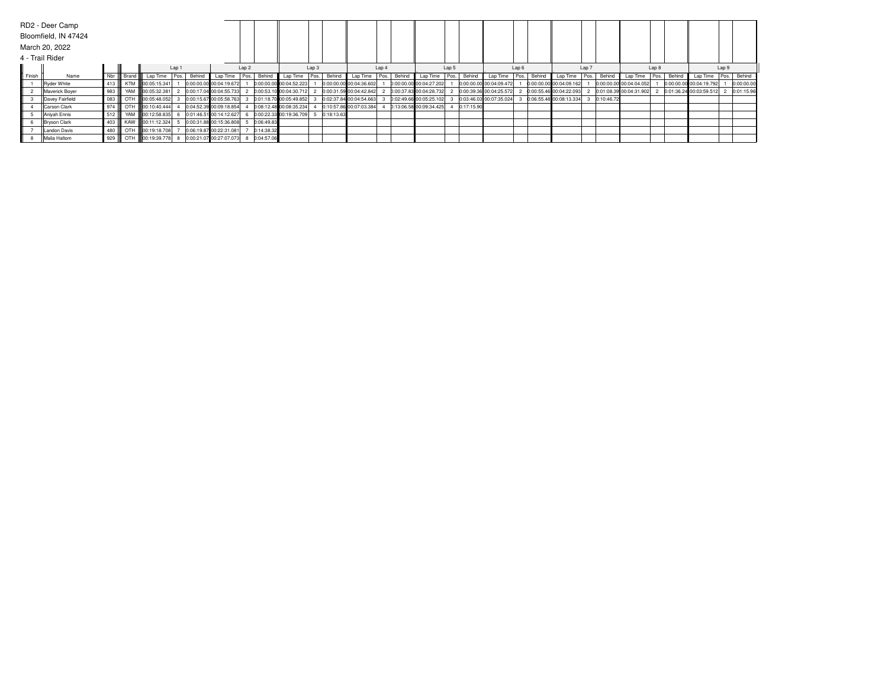RD2 - Deer Camp

Bloomfield, IN 47424

March 20, 2022

4 - Trail Rider

| | | | | Lap 1 | | | Lap 2 | | | Lap 3 | | | Lap 4 | | | Lap 5 | | | Lap 6 | | | Lap 7 | | | Lap 8 | | | Lap 9 | | |
|---|---|---|---|---|---|---|---|---|---|---|---|---|---|---|---|---|---|---|---|---|---|---|---|---|---|---|---|---|---|---|
| Finish | Name | Nbr | Brand | Lap Time | Pos. | Behind | Lap Time | Pos. | Behind | Lap Time | Pos. | Behind | Lap Time | Pos. | Behind | Lap Time | Pos. | Behind | Lap Time | Pos. | Behind | Lap Time | Pos. | Behind | Lap Time | Pos. | Behind | Lap Time | Pos. | Behind |
| 1 | Ryder White | 413 | KTM | 00:05:15.341 | 1 | 0:00:00.00 | 00:04:19.672 | 1 | 0:00:00.00 | 00:04:52.223 | 1 | 0:00:00.00 | 00:04:36.602 | 1 | 0:00:00.00 | 00:04:27.202 | 1 | 0:00:00.00 | 00:04:09.472 | 1 | 0:00:00.00 | 00:04:09.162 | 1 | 0:00:00.00 | 00:04:04.052 | 1 | 0:00:00.00 | 00:04:19.792 | 1 | 0:00:00.00 |
| 2 | Maverick Boyer | 983 | YAM | 00:05:32.381 | 2 | 0:00:17.04 | 00:04:55.733 | 2 | 0:00:53.10 | 00:04:30.712 | 2 | 0:00:31.59 | 00:04:42.842 | 2 | 0:00:37.83 | 00:04:28.732 | 2 | 0:00:39.36 | 00:04:25.572 | 2 | 0:00:55.46 | 00:04:22.093 | 2 | 0:01:08.39 | 00:04:31.902 | 2 | 0:01:36.24 | 00:03:59.512 | 2 | 0:01:15.96 |
| 3 | Davey Fairfield | 083 | OTH | 00:05:48.052 | 3 | 0:00:15.67 | 00:05:58.763 | 3 | 0:01:18.70 | 00:05:49.852 | 3 | 0:02:37.84 | 00:04:54.663 | 3 | 0:02:49.66 | 00:05:25.102 | 3 | 0:03:46.03 | 00:07:35.024 | 3 | 0:06:55.48 | 00:08:13.334 | 3 | 0:10:46.72 | | | | | | |
| 4 | Carson Clark | 974 | OTH | 00:10:40.444 | 4 | 0:04:52.39 | 00:09:18.854 | 4 | 0:08:12.48 | 00:08:35.234 | 4 | 0:10:57.86 | 00:07:03.384 | 4 | 0:13:06.58 | 00:09:34.425 | 4 | 0:17:15.90 | | | | | | | | | | | | |
| 5 | Aniyah Ennis | 512 | YAM | 00:12:58.835 | 6 | 0:01:46.51 | 00:14:12.627 | 6 | 0:00:22.33 | 00:19:36.709 | 5 | 0:18:13.63 | | | | | | | | | | | | | | | | | | |
| 6 | Bryson Clark | 403 | KAW | 00:11:12.324 | 5 | 0:00:31.88 | 00:15:36.808 | 5 | 0:06:49.83 | | | | | | | | | | | | | | | | | | | | | |
| 7 | Landon Davis | 480 | OTH | 00:19:18.708 | 7 | 0:06:19.87 | 00:22:31.081 | 7 | 0:14:38.32 | | | | | | | | | | | | | | | | | | | | | |
| 8 | Malia Haltom | 929 | OTH | 00:19:39.778 | 8 | 0:00:21.07 | 00:27:07.073 | 8 | 0:04:57.06 | | | | | | | | | | | | | | | | | | | | | |